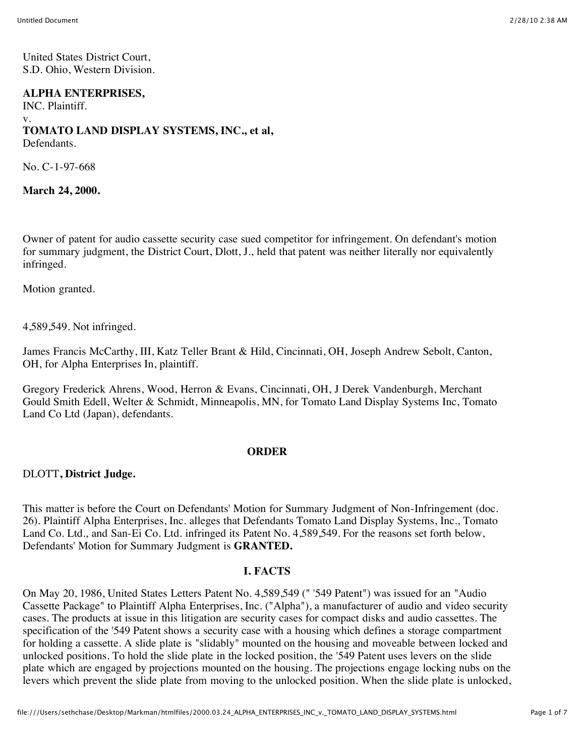United States District Court,
S.D. Ohio, Western Division.

**ALPHA ENTERPRISES,**
INC. Plaintiff.
v.
**TOMATO LAND DISPLAY SYSTEMS, INC., et al,**
Defendants.

No. C-1-97-668

**March 24, 2000.**

Owner of patent for audio cassette security case sued competitor for infringement. On defendant's motion for summary judgment, the District Court, Dlott, J., held that patent was neither literally nor equivalently infringed.

Motion granted.

4,589,549. Not infringed.

James Francis McCarthy, III, Katz Teller Brant & Hild, Cincinnati, OH, Joseph Andrew Sebolt, Canton, OH, for Alpha Enterprises In, plaintiff.

Gregory Frederick Ahrens, Wood, Herron & Evans, Cincinnati, OH, J Derek Vandenburgh, Merchant Gould Smith Edell, Welter & Schmidt, Minneapolis, MN, for Tomato Land Display Systems Inc, Tomato Land Co Ltd (Japan), defendants.

## ORDER

DLOTT**, District Judge.**

This matter is before the Court on Defendants' Motion for Summary Judgment of Non-Infringement (doc. 26). Plaintiff Alpha Enterprises, Inc. alleges that Defendants Tomato Land Display Systems, Inc., Tomato Land Co. Ltd., and San-Ei Co. Ltd. infringed its Patent No. 4,589,549. For the reasons set forth below, Defendants' Motion for Summary Judgment is **GRANTED.**

## I. FACTS

On May 20, 1986, United States Letters Patent No. 4,589,549 (" '549 Patent") was issued for an "Audio Cassette Package" to Plaintiff Alpha Enterprises, Inc. ("Alpha"), a manufacturer of audio and video security cases. The products at issue in this litigation are security cases for compact disks and audio cassettes. The specification of the '549 Patent shows a security case with a housing which defines a storage compartment for holding a cassette. A slide plate is "slidably" mounted on the housing and moveable between locked and unlocked positions. To hold the slide plate in the locked position, the '549 Patent uses levers on the slide plate which are engaged by projections mounted on the housing. The projections engage locking nubs on the levers which prevent the slide plate from moving to the unlocked position. When the slide plate is unlocked,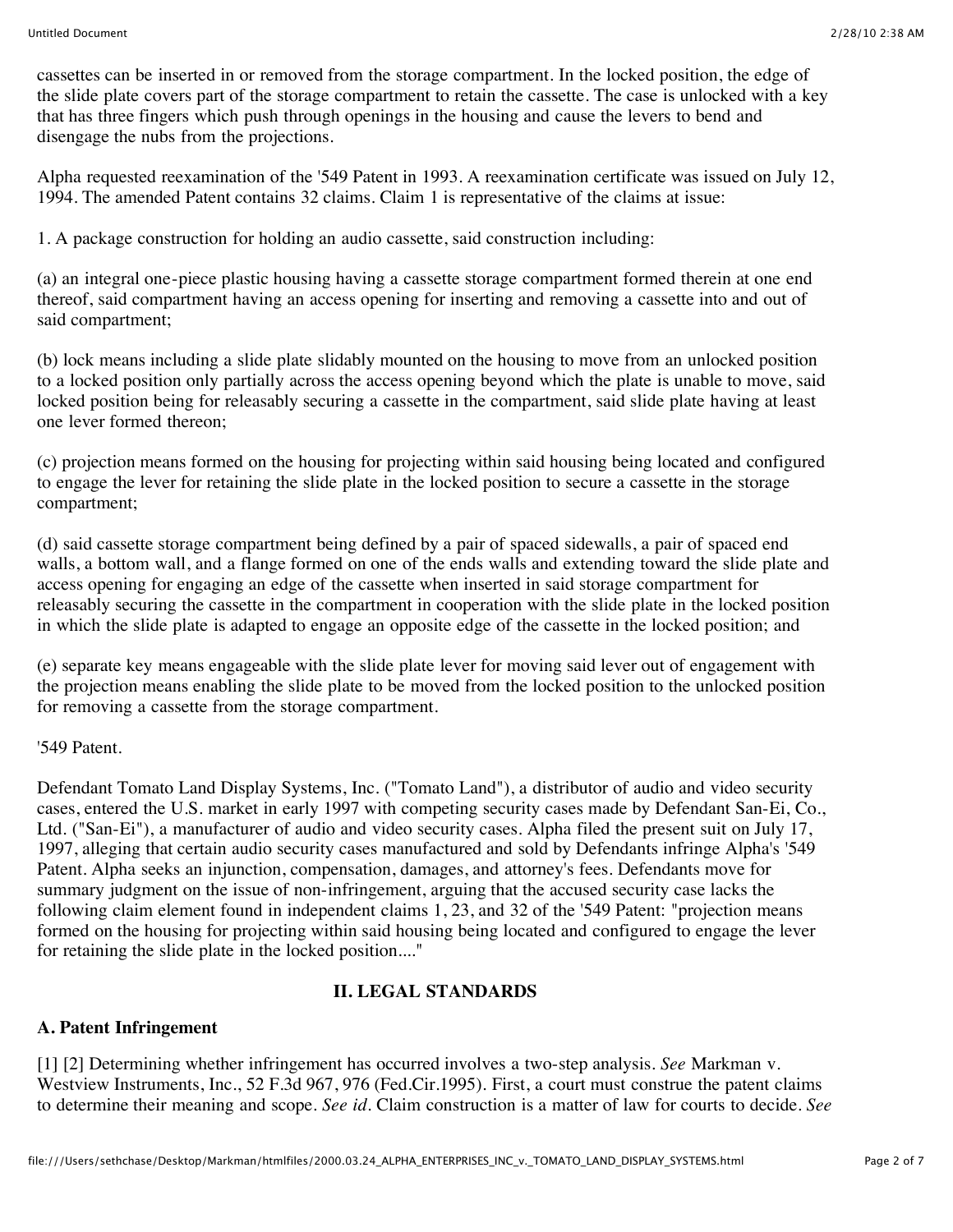cassettes can be inserted in or removed from the storage compartment. In the locked position, the edge of the slide plate covers part of the storage compartment to retain the cassette. The case is unlocked with a key that has three fingers which push through openings in the housing and cause the levers to bend and disengage the nubs from the projections.

Alpha requested reexamination of the '549 Patent in 1993. A reexamination certificate was issued on July 12, 1994. The amended Patent contains 32 claims. Claim 1 is representative of the claims at issue:

1. A package construction for holding an audio cassette, said construction including:

(a) an integral one-piece plastic housing having a cassette storage compartment formed therein at one end thereof, said compartment having an access opening for inserting and removing a cassette into and out of said compartment;

(b) lock means including a slide plate slidably mounted on the housing to move from an unlocked position to a locked position only partially across the access opening beyond which the plate is unable to move, said locked position being for releasably securing a cassette in the compartment, said slide plate having at least one lever formed thereon;

(c) projection means formed on the housing for projecting within said housing being located and configured to engage the lever for retaining the slide plate in the locked position to secure a cassette in the storage compartment;

(d) said cassette storage compartment being defined by a pair of spaced sidewalls, a pair of spaced end walls, a bottom wall, and a flange formed on one of the ends walls and extending toward the slide plate and access opening for engaging an edge of the cassette when inserted in said storage compartment for releasably securing the cassette in the compartment in cooperation with the slide plate in the locked position in which the slide plate is adapted to engage an opposite edge of the cassette in the locked position; and

(e) separate key means engageable with the slide plate lever for moving said lever out of engagement with the projection means enabling the slide plate to be moved from the locked position to the unlocked position for removing a cassette from the storage compartment.

'549 Patent.

Defendant Tomato Land Display Systems, Inc. ("Tomato Land"), a distributor of audio and video security cases, entered the U.S. market in early 1997 with competing security cases made by Defendant San-Ei, Co., Ltd. ("San-Ei"), a manufacturer of audio and video security cases. Alpha filed the present suit on July 17, 1997, alleging that certain audio security cases manufactured and sold by Defendants infringe Alpha's '549 Patent. Alpha seeks an injunction, compensation, damages, and attorney's fees. Defendants move for summary judgment on the issue of non-infringement, arguing that the accused security case lacks the following claim element found in independent claims 1, 23, and 32 of the '549 Patent: "projection means formed on the housing for projecting within said housing being located and configured to engage the lever for retaining the slide plate in the locked position...."

## II. LEGAL STANDARDS

### A. Patent Infringement

[1] [2] Determining whether infringement has occurred involves a two-step analysis. *See* Markman v. Westview Instruments, Inc., 52 F.3d 967, 976 (Fed.Cir.1995). First, a court must construe the patent claims to determine their meaning and scope. *See id*. Claim construction is a matter of law for courts to decide. *See*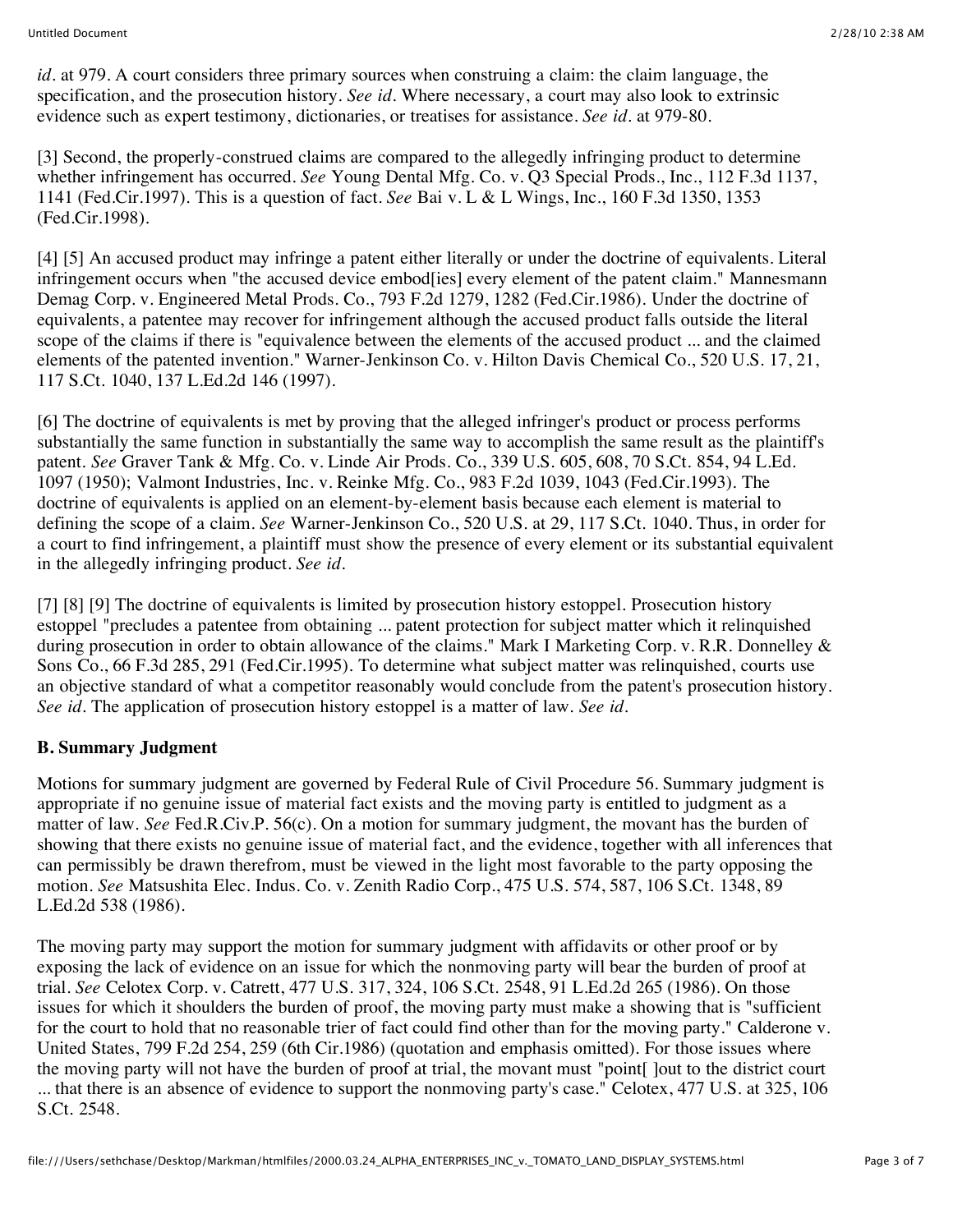*id.* at 979. A court considers three primary sources when construing a claim: the claim language, the specification, and the prosecution history. *See id.* Where necessary, a court may also look to extrinsic evidence such as expert testimony, dictionaries, or treatises for assistance. *See id.* at 979-80.

[3] Second, the properly-construed claims are compared to the allegedly infringing product to determine whether infringement has occurred. *See* Young Dental Mfg. Co. v. Q3 Special Prods., Inc., 112 F.3d 1137, 1141 (Fed.Cir.1997). This is a question of fact. *See* Bai v. L & L Wings, Inc., 160 F.3d 1350, 1353 (Fed.Cir.1998).

[4] [5] An accused product may infringe a patent either literally or under the doctrine of equivalents. Literal infringement occurs when "the accused device embod[ies] every element of the patent claim." Mannesmann Demag Corp. v. Engineered Metal Prods. Co., 793 F.2d 1279, 1282 (Fed.Cir.1986). Under the doctrine of equivalents, a patentee may recover for infringement although the accused product falls outside the literal scope of the claims if there is "equivalence between the elements of the accused product ... and the claimed elements of the patented invention." Warner-Jenkinson Co. v. Hilton Davis Chemical Co., 520 U.S. 17, 21, 117 S.Ct. 1040, 137 L.Ed.2d 146 (1997).

[6] The doctrine of equivalents is met by proving that the alleged infringer's product or process performs substantially the same function in substantially the same way to accomplish the same result as the plaintiff's patent. *See* Graver Tank & Mfg. Co. v. Linde Air Prods. Co., 339 U.S. 605, 608, 70 S.Ct. 854, 94 L.Ed. 1097 (1950); Valmont Industries, Inc. v. Reinke Mfg. Co., 983 F.2d 1039, 1043 (Fed.Cir.1993). The doctrine of equivalents is applied on an element-by-element basis because each element is material to defining the scope of a claim. *See* Warner-Jenkinson Co., 520 U.S. at 29, 117 S.Ct. 1040. Thus, in order for a court to find infringement, a plaintiff must show the presence of every element or its substantial equivalent in the allegedly infringing product. *See id.*

[7] [8] [9] The doctrine of equivalents is limited by prosecution history estoppel. Prosecution history estoppel "precludes a patentee from obtaining ... patent protection for subject matter which it relinquished during prosecution in order to obtain allowance of the claims." Mark I Marketing Corp. v. R.R. Donnelley & Sons Co., 66 F.3d 285, 291 (Fed.Cir.1995). To determine what subject matter was relinquished, courts use an objective standard of what a competitor reasonably would conclude from the patent's prosecution history. *See id.* The application of prosecution history estoppel is a matter of law. *See id.*

**B. Summary Judgment**

Motions for summary judgment are governed by Federal Rule of Civil Procedure 56. Summary judgment is appropriate if no genuine issue of material fact exists and the moving party is entitled to judgment as a matter of law. *See* Fed.R.Civ.P. 56(c). On a motion for summary judgment, the movant has the burden of showing that there exists no genuine issue of material fact, and the evidence, together with all inferences that can permissibly be drawn therefrom, must be viewed in the light most favorable to the party opposing the motion. *See* Matsushita Elec. Indus. Co. v. Zenith Radio Corp., 475 U.S. 574, 587, 106 S.Ct. 1348, 89 L.Ed.2d 538 (1986).

The moving party may support the motion for summary judgment with affidavits or other proof or by exposing the lack of evidence on an issue for which the nonmoving party will bear the burden of proof at trial. *See* Celotex Corp. v. Catrett, 477 U.S. 317, 324, 106 S.Ct. 2548, 91 L.Ed.2d 265 (1986). On those issues for which it shoulders the burden of proof, the moving party must make a showing that is "sufficient for the court to hold that no reasonable trier of fact could find other than for the moving party." Calderone v. United States, 799 F.2d 254, 259 (6th Cir.1986) (quotation and emphasis omitted). For those issues where the moving party will not have the burden of proof at trial, the movant must "point[ ]out to the district court ... that there is an absence of evidence to support the nonmoving party's case." Celotex, 477 U.S. at 325, 106 S.Ct. 2548.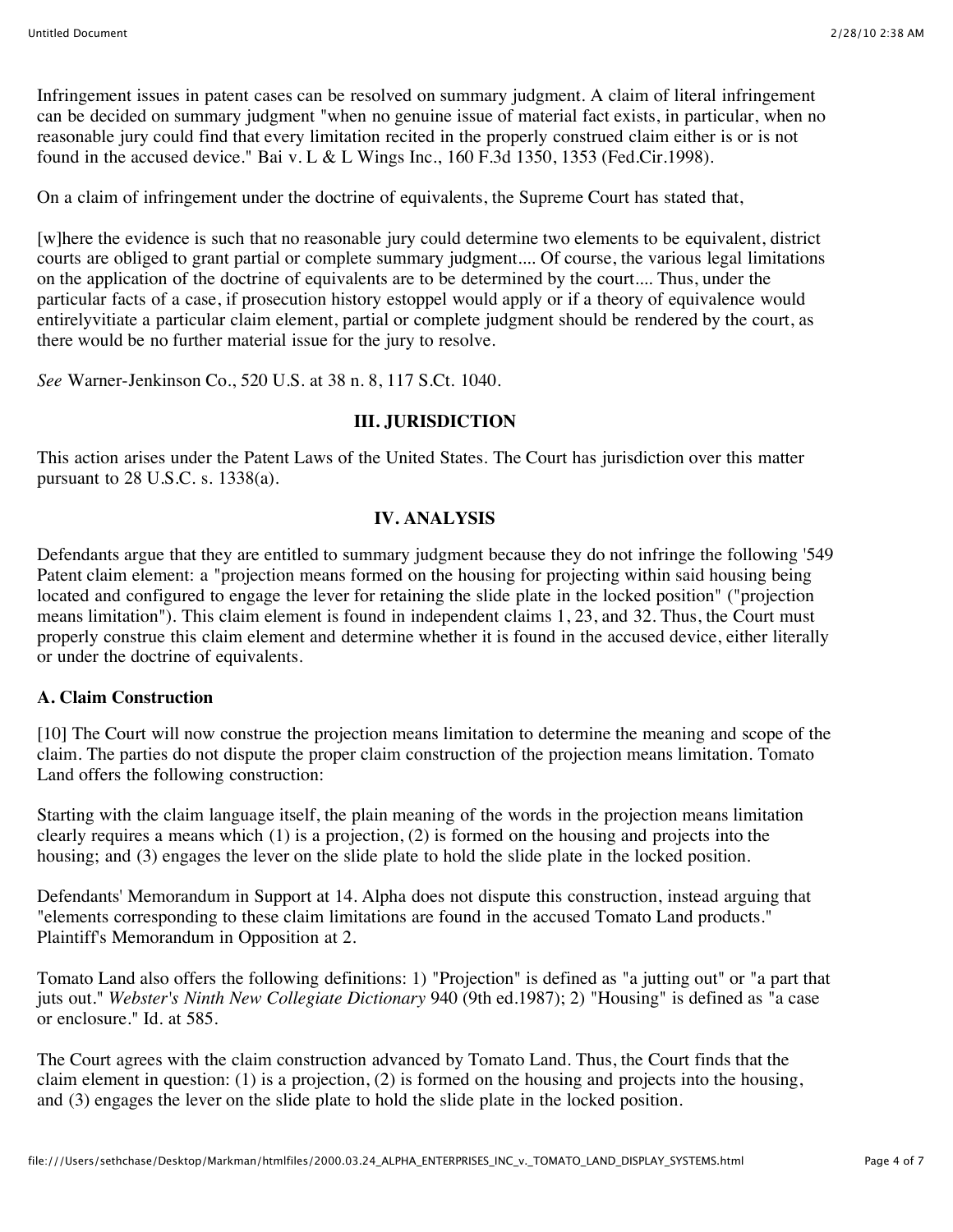Infringement issues in patent cases can be resolved on summary judgment. A claim of literal infringement can be decided on summary judgment "when no genuine issue of material fact exists, in particular, when no reasonable jury could find that every limitation recited in the properly construed claim either is or is not found in the accused device." Bai v. L & L Wings Inc., 160 F.3d 1350, 1353 (Fed.Cir.1998).

On a claim of infringement under the doctrine of equivalents, the Supreme Court has stated that,

[w]here the evidence is such that no reasonable jury could determine two elements to be equivalent, district courts are obliged to grant partial or complete summary judgment.... Of course, the various legal limitations on the application of the doctrine of equivalents are to be determined by the court.... Thus, under the particular facts of a case, if prosecution history estoppel would apply or if a theory of equivalence would entirelyvitiate a particular claim element, partial or complete judgment should be rendered by the court, as there would be no further material issue for the jury to resolve.

*See* Warner-Jenkinson Co., 520 U.S. at 38 n. 8, 117 S.Ct. 1040.

## III. JURISDICTION

This action arises under the Patent Laws of the United States. The Court has jurisdiction over this matter pursuant to 28 U.S.C. s. 1338(a).

## IV. ANALYSIS

Defendants argue that they are entitled to summary judgment because they do not infringe the following '549 Patent claim element: a "projection means formed on the housing for projecting within said housing being located and configured to engage the lever for retaining the slide plate in the locked position" ("projection means limitation"). This claim element is found in independent claims 1, 23, and 32. Thus, the Court must properly construe this claim element and determine whether it is found in the accused device, either literally or under the doctrine of equivalents.

### A. Claim Construction

[10] The Court will now construe the projection means limitation to determine the meaning and scope of the claim. The parties do not dispute the proper claim construction of the projection means limitation. Tomato Land offers the following construction:

Starting with the claim language itself, the plain meaning of the words in the projection means limitation clearly requires a means which (1) is a projection, (2) is formed on the housing and projects into the housing; and (3) engages the lever on the slide plate to hold the slide plate in the locked position.

Defendants' Memorandum in Support at 14. Alpha does not dispute this construction, instead arguing that "elements corresponding to these claim limitations are found in the accused Tomato Land products." Plaintiff's Memorandum in Opposition at 2.

Tomato Land also offers the following definitions: 1) "Projection" is defined as "a jutting out" or "a part that juts out." *Webster's Ninth New Collegiate Dictionary* 940 (9th ed.1987); 2) "Housing" is defined as "a case or enclosure." Id. at 585.

The Court agrees with the claim construction advanced by Tomato Land. Thus, the Court finds that the claim element in question: (1) is a projection, (2) is formed on the housing and projects into the housing, and (3) engages the lever on the slide plate to hold the slide plate in the locked position.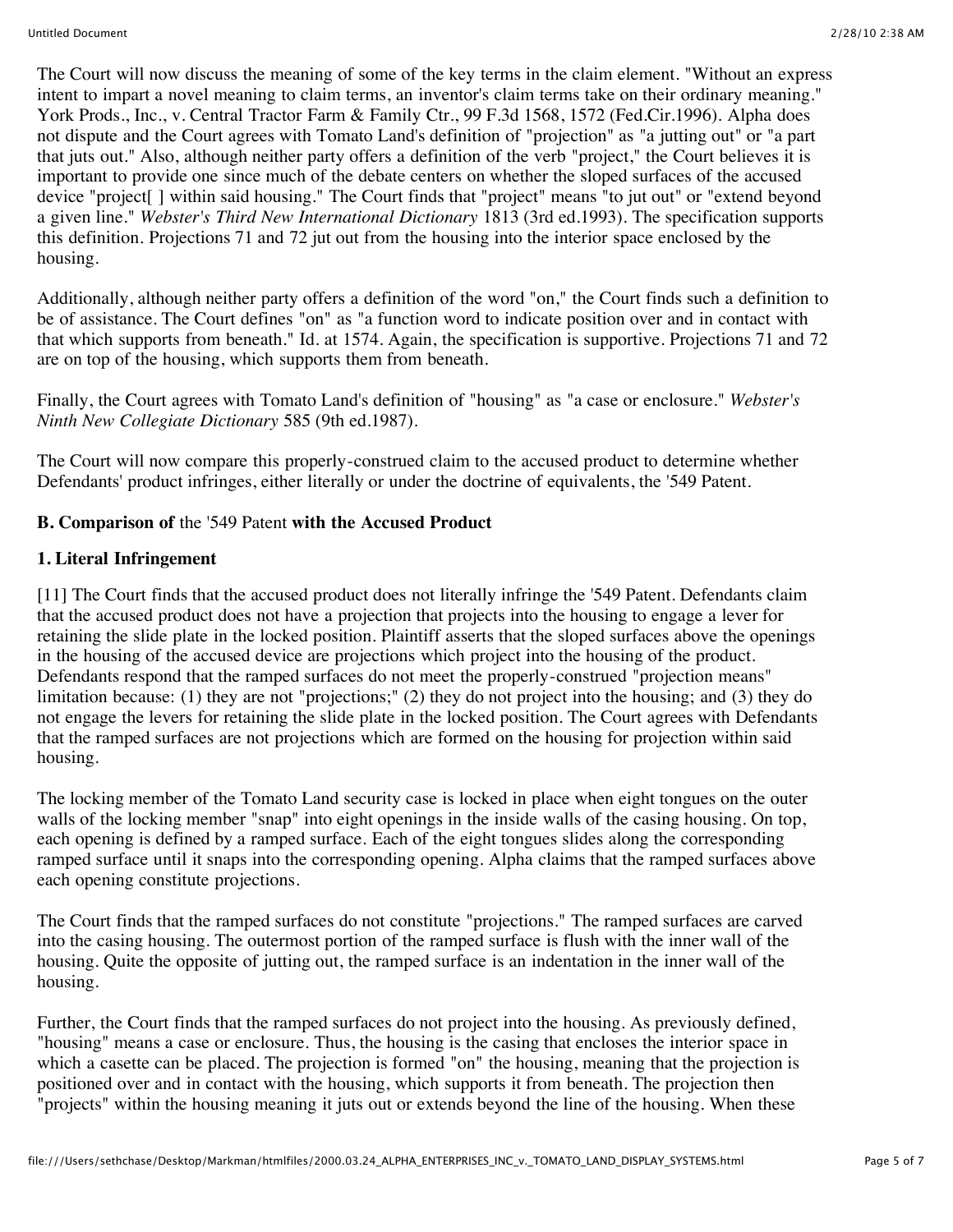The Court will now discuss the meaning of some of the key terms in the claim element. "Without an express intent to impart a novel meaning to claim terms, an inventor's claim terms take on their ordinary meaning." York Prods., Inc., v. Central Tractor Farm & Family Ctr., 99 F.3d 1568, 1572 (Fed.Cir.1996). Alpha does not dispute and the Court agrees with Tomato Land's definition of "projection" as "a jutting out" or "a part that juts out." Also, although neither party offers a definition of the verb "project," the Court believes it is important to provide one since much of the debate centers on whether the sloped surfaces of the accused device "project[ ] within said housing." The Court finds that "project" means "to jut out" or "extend beyond a given line." *Webster's Third New International Dictionary* 1813 (3rd ed.1993). The specification supports this definition. Projections 71 and 72 jut out from the housing into the interior space enclosed by the housing.

Additionally, although neither party offers a definition of the word "on," the Court finds such a definition to be of assistance. The Court defines "on" as "a function word to indicate position over and in contact with that which supports from beneath." Id. at 1574. Again, the specification is supportive. Projections 71 and 72 are on top of the housing, which supports them from beneath.

Finally, the Court agrees with Tomato Land's definition of "housing" as "a case or enclosure." *Webster's Ninth New Collegiate Dictionary* 585 (9th ed.1987).

The Court will now compare this properly-construed claim to the accused product to determine whether Defendants' product infringes, either literally or under the doctrine of equivalents, the '549 Patent.

### B. Comparison of the '549 Patent with the Accused Product

#### 1. Literal Infringement

[11] The Court finds that the accused product does not literally infringe the '549 Patent. Defendants claim that the accused product does not have a projection that projects into the housing to engage a lever for retaining the slide plate in the locked position. Plaintiff asserts that the sloped surfaces above the openings in the housing of the accused device are projections which project into the housing of the product. Defendants respond that the ramped surfaces do not meet the properly-construed "projection means" limitation because: (1) they are not "projections;" (2) they do not project into the housing; and (3) they do not engage the levers for retaining the slide plate in the locked position. The Court agrees with Defendants that the ramped surfaces are not projections which are formed on the housing for projection within said housing.

The locking member of the Tomato Land security case is locked in place when eight tongues on the outer walls of the locking member "snap" into eight openings in the inside walls of the casing housing. On top, each opening is defined by a ramped surface. Each of the eight tongues slides along the corresponding ramped surface until it snaps into the corresponding opening. Alpha claims that the ramped surfaces above each opening constitute projections.

The Court finds that the ramped surfaces do not constitute "projections." The ramped surfaces are carved into the casing housing. The outermost portion of the ramped surface is flush with the inner wall of the housing. Quite the opposite of jutting out, the ramped surface is an indentation in the inner wall of the housing.

Further, the Court finds that the ramped surfaces do not project into the housing. As previously defined, "housing" means a case or enclosure. Thus, the housing is the casing that encloses the interior space in which a casette can be placed. The projection is formed "on" the housing, meaning that the projection is positioned over and in contact with the housing, which supports it from beneath. The projection then "projects" within the housing meaning it juts out or extends beyond the line of the housing. When these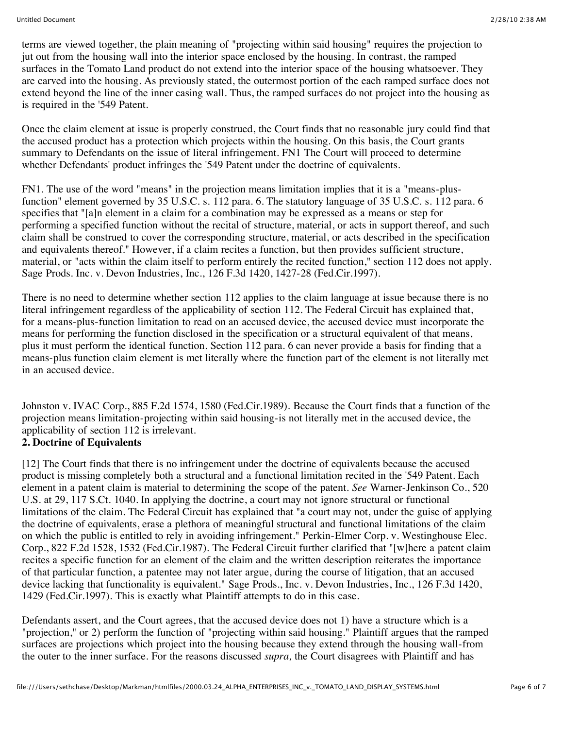terms are viewed together, the plain meaning of "projecting within said housing" requires the projection to jut out from the housing wall into the interior space enclosed by the housing. In contrast, the ramped surfaces in the Tomato Land product do not extend into the interior space of the housing whatsoever. They are carved into the housing. As previously stated, the outermost portion of the each ramped surface does not extend beyond the line of the inner casing wall. Thus, the ramped surfaces do not project into the housing as is required in the '549 Patent.

Once the claim element at issue is properly construed, the Court finds that no reasonable jury could find that the accused product has a protection which projects within the housing. On this basis, the Court grants summary to Defendants on the issue of literal infringement. FN1 The Court will proceed to determine whether Defendants' product infringes the '549 Patent under the doctrine of equivalents.

FN1. The use of the word "means" in the projection means limitation implies that it is a "means-plus-function" element governed by 35 U.S.C. s. 112 para. 6. The statutory language of 35 U.S.C. s. 112 para. 6 specifies that "[a]n element in a claim for a combination may be expressed as a means or step for performing a specified function without the recital of structure, material, or acts in support thereof, and such claim shall be construed to cover the corresponding structure, material, or acts described in the specification and equivalents thereof." However, if a claim recites a function, but then provides sufficient structure, material, or "acts within the claim itself to perform entirely the recited function," section 112 does not apply. Sage Prods. Inc. v. Devon Industries, Inc., 126 F.3d 1420, 1427-28 (Fed.Cir.1997).

There is no need to determine whether section 112 applies to the claim language at issue because there is no literal infringement regardless of the applicability of section 112. The Federal Circuit has explained that, for a means-plus-function limitation to read on an accused device, the accused device must incorporate the means for performing the function disclosed in the specification or a structural equivalent of that means, plus it must perform the identical function. Section 112 para. 6 can never provide a basis for finding that a means-plus function claim element is met literally where the function part of the element is not literally met in an accused device.

Johnston v. IVAC Corp., 885 F.2d 1574, 1580 (Fed.Cir.1989). Because the Court finds that a function of the projection means limitation-projecting within said housing-is not literally met in the accused device, the applicability of section 112 is irrelevant.

**2. Doctrine of Equivalents**

[12] The Court finds that there is no infringement under the doctrine of equivalents because the accused product is missing completely both a structural and a functional limitation recited in the '549 Patent. Each element in a patent claim is material to determining the scope of the patent. *See* Warner-Jenkinson Co., 520 U.S. at 29, 117 S.Ct. 1040. In applying the doctrine, a court may not ignore structural or functional limitations of the claim. The Federal Circuit has explained that "a court may not, under the guise of applying the doctrine of equivalents, erase a plethora of meaningful structural and functional limitations of the claim on which the public is entitled to rely in avoiding infringement." Perkin-Elmer Corp. v. Westinghouse Elec. Corp., 822 F.2d 1528, 1532 (Fed.Cir.1987). The Federal Circuit further clarified that "[w]here a patent claim recites a specific function for an element of the claim and the written description reiterates the importance of that particular function, a patentee may not later argue, during the course of litigation, that an accused device lacking that functionality is equivalent." Sage Prods., Inc. v. Devon Industries, Inc., 126 F.3d 1420, 1429 (Fed.Cir.1997). This is exactly what Plaintiff attempts to do in this case.

Defendants assert, and the Court agrees, that the accused device does not 1) have a structure which is a "projection," or 2) perform the function of "projecting within said housing." Plaintiff argues that the ramped surfaces are projections which project into the housing because they extend through the housing wall-from the outer to the inner surface. For the reasons discussed *supra,* the Court disagrees with Plaintiff and has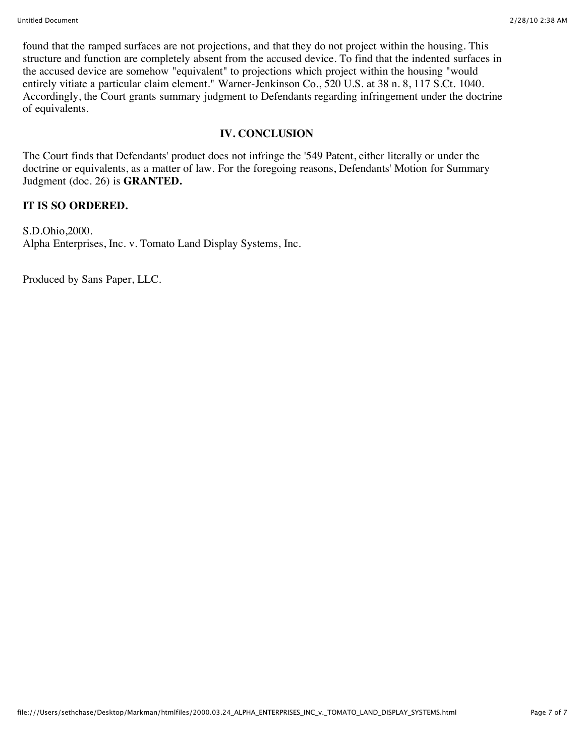found that the ramped surfaces are not projections, and that they do not project within the housing. This structure and function are completely absent from the accused device. To find that the indented surfaces in the accused device are somehow "equivalent" to projections which project within the housing "would entirely vitiate a particular claim element." Warner-Jenkinson Co., 520 U.S. at 38 n. 8, 117 S.Ct. 1040. Accordingly, the Court grants summary judgment to Defendants regarding infringement under the doctrine of equivalents.

## IV. CONCLUSION

The Court finds that Defendants' product does not infringe the '549 Patent, either literally or under the doctrine or equivalents, as a matter of law. For the foregoing reasons, Defendants' Motion for Summary Judgment (doc. 26) is **GRANTED.**

**IT IS SO ORDERED.**

S.D.Ohio,2000.
Alpha Enterprises, Inc. v. Tomato Land Display Systems, Inc.

Produced by Sans Paper, LLC.